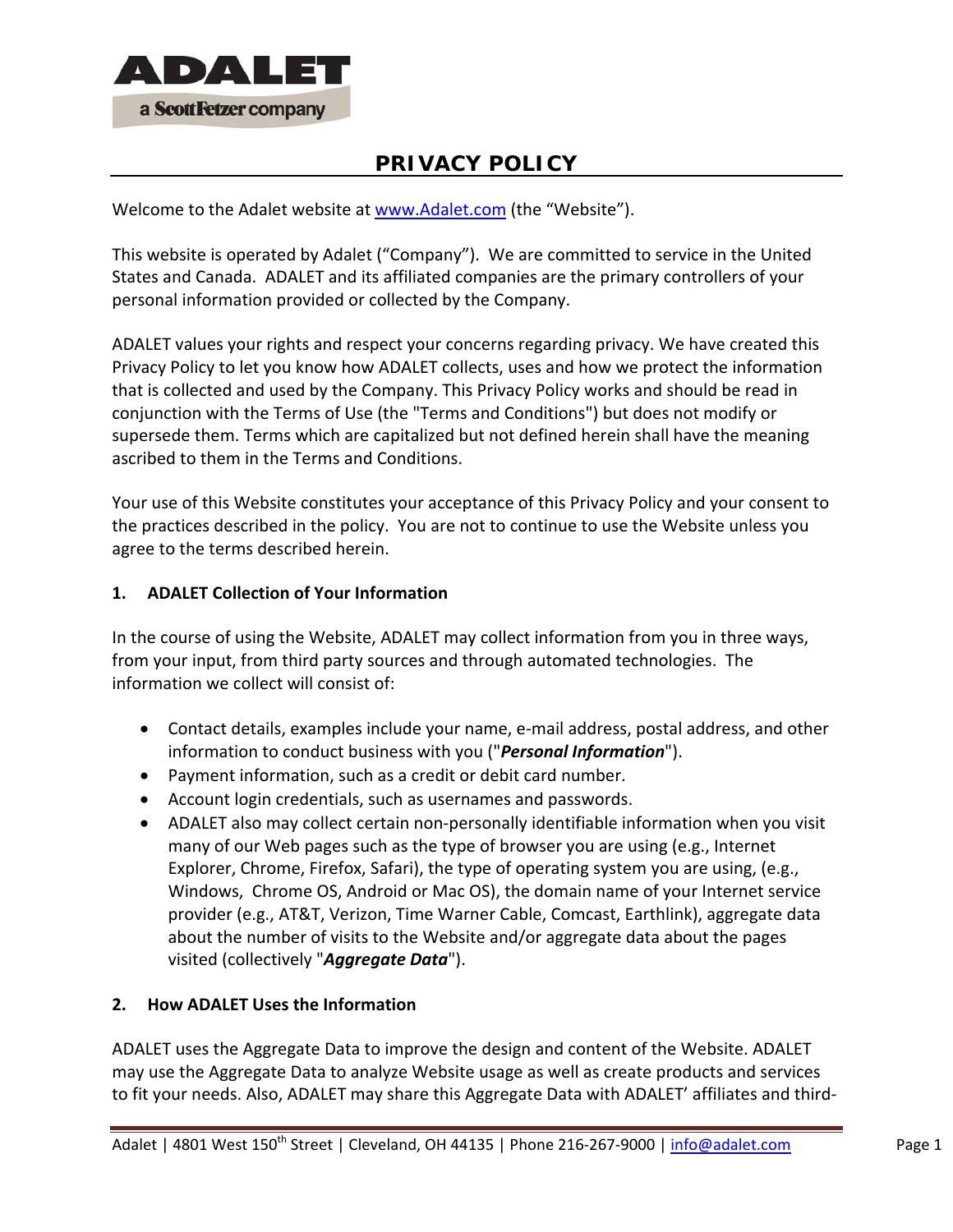ADALET

a ScottFetzer company

# PRIVACY POLICY

Welcome to the Adalet website at www.Adalet.com (the "Website").

This website is operated by Adalet ("Company"). We are committed to service in the United States and Canada. ADALET and its affiliated companies are the primary controllers of your personal information provided or collected by the Company.

ADALET values your rights and respect your concerns regarding privacy. We have created this Privacy Policy to let you know how ADALET collects, uses and how we protect the information that is collected and used by the Company. This Privacy Policy works and should be read in conjunction with the Terms of Use (the "Terms and Conditions") but does not modify or supersede them. Terms which are capitalized but not defined herein shall have the meaning ascribed to them in the Terms and Conditions.

Your use of this Website constitutes your acceptance of this Privacy Policy and your consent to the practices described in the policy. You are not to continue to use the Website unless you agree to the terms described herein.

## 1. ADALET Collection of Your Information

In the course of using the Website, ADALET may collect information from you in three ways, from your input, from third party sources and through automated technologies. The information we collect will consist of:

- Contact details, examples include your name, e-mail address, postal address, and other information to conduct business with you ("***Personal Information***").
- Payment information, such as a credit or debit card number.
- Account login credentials, such as usernames and passwords.
- ADALET also may collect certain non-personally identifiable information when you visit many of our Web pages such as the type of browser you are using (e.g., Internet Explorer, Chrome, Firefox, Safari), the type of operating system you are using, (e.g., Windows, Chrome OS, Android or Mac OS), the domain name of your Internet service provider (e.g., AT&T, Verizon, Time Warner Cable, Comcast, Earthlink), aggregate data about the number of visits to the Website and/or aggregate data about the pages visited (collectively "***Aggregate Data***").

## 2. How ADALET Uses the Information

ADALET uses the Aggregate Data to improve the design and content of the Website. ADALET may use the Aggregate Data to analyze Website usage as well as create products and services to fit your needs. Also, ADALET may share this Aggregate Data with ADALET' affiliates and third-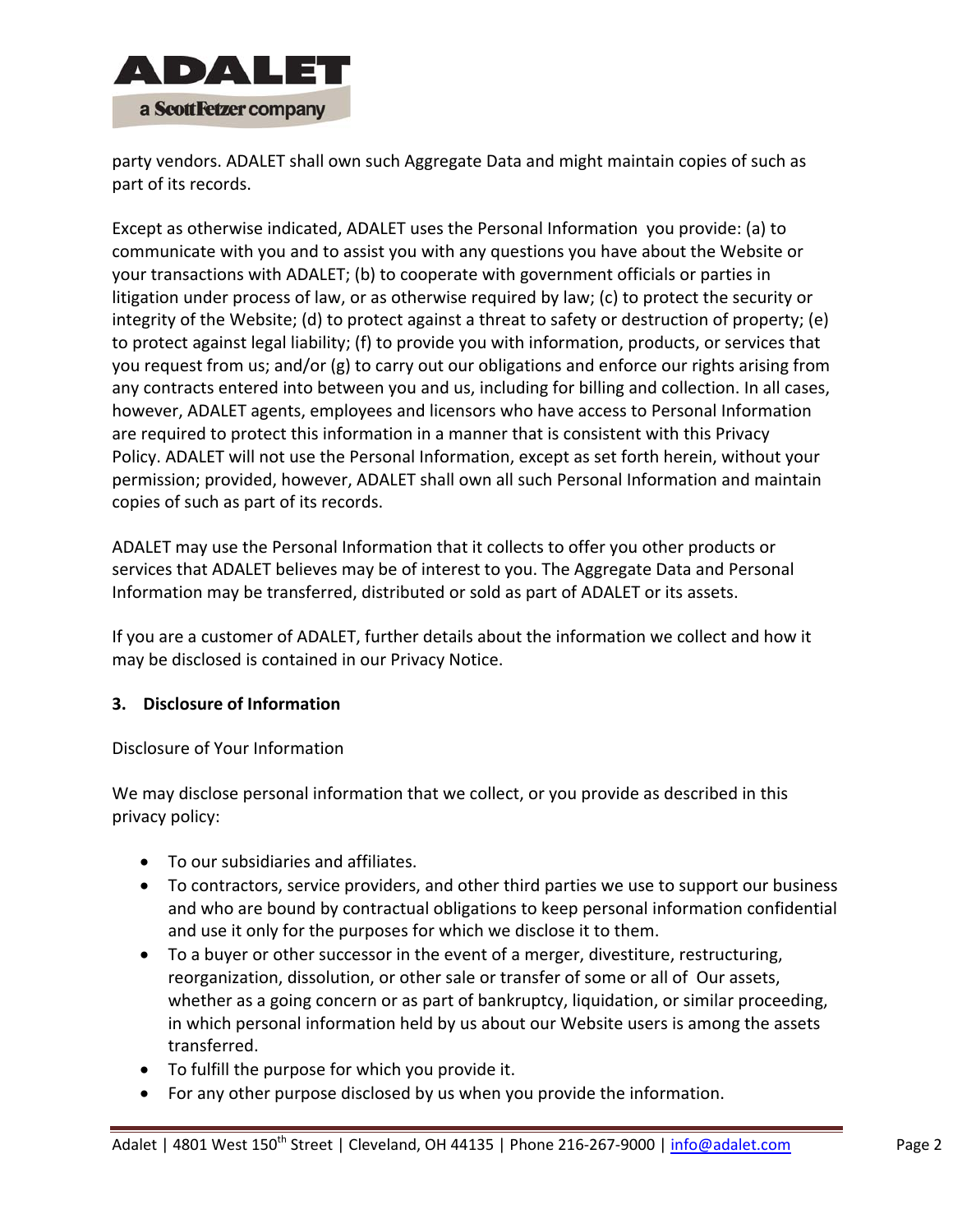party vendors. ADALET shall own such Aggregate Data and might maintain copies of such as part of its records.

Except as otherwise indicated, ADALET uses the Personal Information you provide: (a) to communicate with you and to assist you with any questions you have about the Website or your transactions with ADALET; (b) to cooperate with government officials or parties in litigation under process of law, or as otherwise required by law; (c) to protect the security or integrity of the Website; (d) to protect against a threat to safety or destruction of property; (e) to protect against legal liability; (f) to provide you with information, products, or services that you request from us; and/or (g) to carry out our obligations and enforce our rights arising from any contracts entered into between you and us, including for billing and collection. In all cases, however, ADALET agents, employees and licensors who have access to Personal Information are required to protect this information in a manner that is consistent with this Privacy Policy. ADALET will not use the Personal Information, except as set forth herein, without your permission; provided, however, ADALET shall own all such Personal Information and maintain copies of such as part of its records.

ADALET may use the Personal Information that it collects to offer you other products or services that ADALET believes may be of interest to you. The Aggregate Data and Personal Information may be transferred, distributed or sold as part of ADALET or its assets.

If you are a customer of ADALET, further details about the information we collect and how it may be disclosed is contained in our Privacy Notice.

**3. Disclosure of Information**

Disclosure of Your Information

We may disclose personal information that we collect, or you provide as described in this privacy policy:

- To our subsidiaries and affiliates.
- To contractors, service providers, and other third parties we use to support our business and who are bound by contractual obligations to keep personal information confidential and use it only for the purposes for which we disclose it to them.
- To a buyer or other successor in the event of a merger, divestiture, restructuring, reorganization, dissolution, or other sale or transfer of some or all of Our assets, whether as a going concern or as part of bankruptcy, liquidation, or similar proceeding, in which personal information held by us about our Website users is among the assets transferred.
- To fulfill the purpose for which you provide it.
- For any other purpose disclosed by us when you provide the information.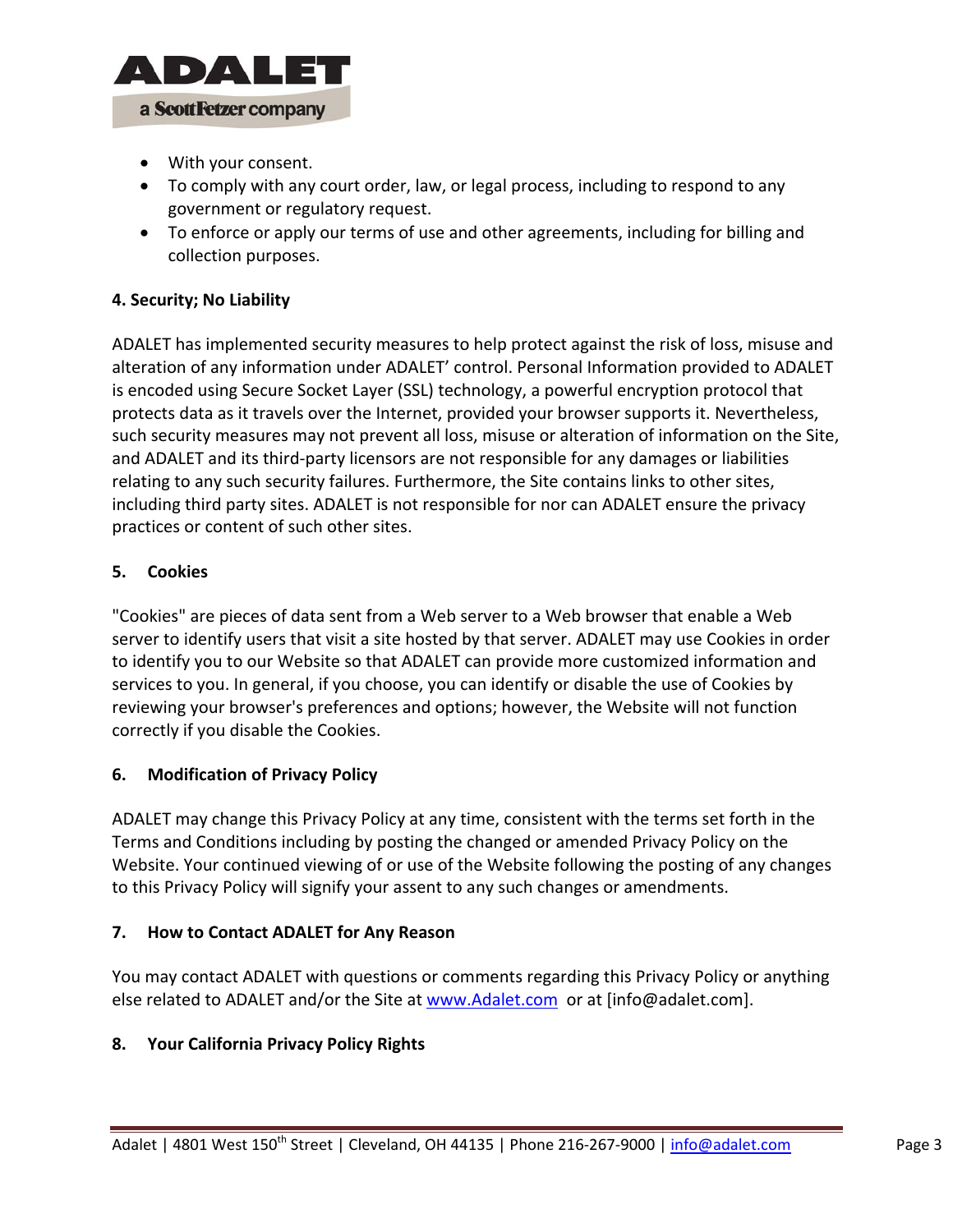- With your consent.
- To comply with any court order, law, or legal process, including to respond to any government or regulatory request.
- To enforce or apply our terms of use and other agreements, including for billing and collection purposes.

**4. Security; No Liability**

ADALET has implemented security measures to help protect against the risk of loss, misuse and alteration of any information under ADALET' control. Personal Information provided to ADALET is encoded using Secure Socket Layer (SSL) technology, a powerful encryption protocol that protects data as it travels over the Internet, provided your browser supports it. Nevertheless, such security measures may not prevent all loss, misuse or alteration of information on the Site, and ADALET and its third-party licensors are not responsible for any damages or liabilities relating to any such security failures. Furthermore, the Site contains links to other sites, including third party sites. ADALET is not responsible for nor can ADALET ensure the privacy practices or content of such other sites.

**5. Cookies**

"Cookies" are pieces of data sent from a Web server to a Web browser that enable a Web server to identify users that visit a site hosted by that server. ADALET may use Cookies in order to identify you to our Website so that ADALET can provide more customized information and services to you. In general, if you choose, you can identify or disable the use of Cookies by reviewing your browser's preferences and options; however, the Website will not function correctly if you disable the Cookies.

**6. Modification of Privacy Policy**

ADALET may change this Privacy Policy at any time, consistent with the terms set forth in the Terms and Conditions including by posting the changed or amended Privacy Policy on the Website. Your continued viewing of or use of the Website following the posting of any changes to this Privacy Policy will signify your assent to any such changes or amendments.

**7. How to Contact ADALET for Any Reason**

You may contact ADALET with questions or comments regarding this Privacy Policy or anything else related to ADALET and/or the Site at www.Adalet.com or at [info@adalet.com].

**8. Your California Privacy Policy Rights**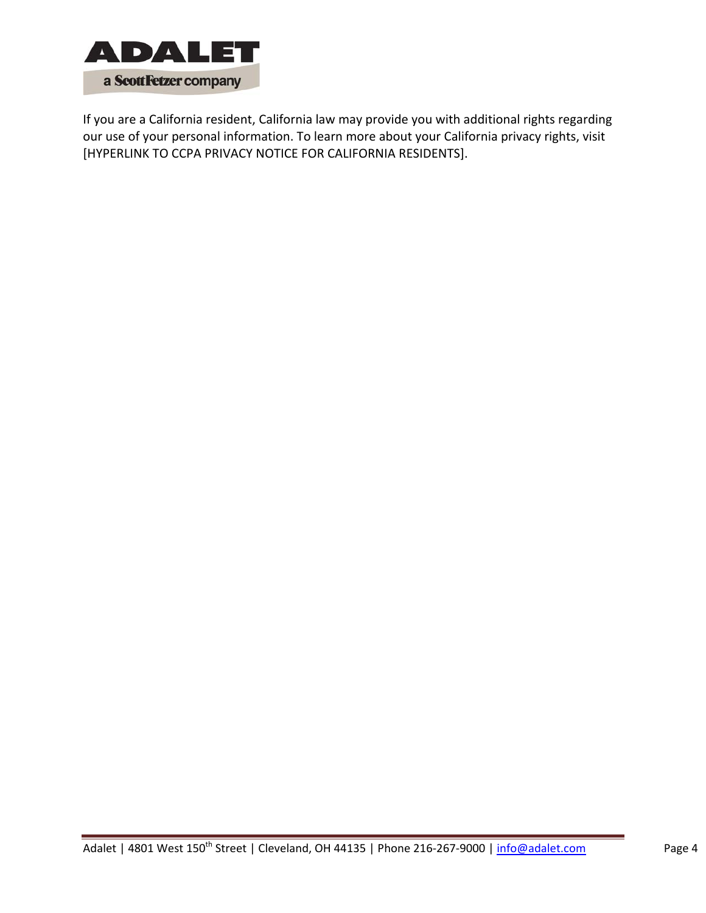If you are a California resident, California law may provide you with additional rights regarding our use of your personal information. To learn more about your California privacy rights, visit [HYPERLINK TO CCPA PRIVACY NOTICE FOR CALIFORNIA RESIDENTS].